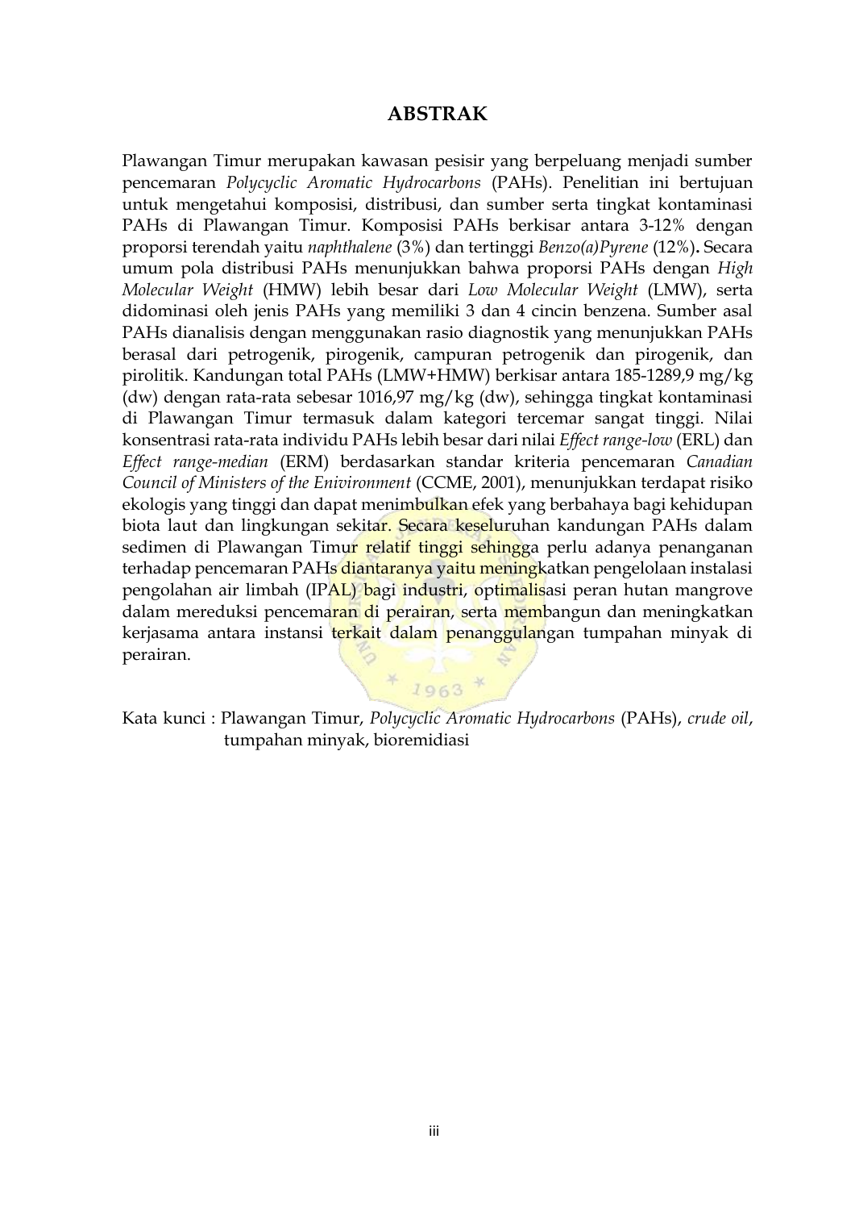# ABSTRAK

Plawangan Timur merupakan kawasan pesisir yang berpeluang menjadi sumber pencemaran *Polycyclic Aromatic Hydrocarbons* (PAHs). Penelitian ini bertujuan untuk mengetahui komposisi, distribusi, dan sumber serta tingkat kontaminasi PAHs di Plawangan Timur. Komposisi PAHs berkisar antara 3-12% dengan proporsi terendah yaitu *naphthalene* (3%) dan tertinggi *Benzo(a)Pyrene* (12%)**.** Secara umum pola distribusi PAHs menunjukkan bahwa proporsi PAHs dengan *High Molecular Weight* (HMW) lebih besar dari *Low Molecular Weight* (LMW), serta didominasi oleh jenis PAHs yang memiliki 3 dan 4 cincin benzena. Sumber asal PAHs dianalisis dengan menggunakan rasio diagnostik yang menunjukkan PAHs berasal dari petrogenik, pirogenik, campuran petrogenik dan pirogenik, dan pirolitik. Kandungan total PAHs (LMW+HMW) berkisar antara 185-1289,9 mg/kg (dw) dengan rata-rata sebesar 1016,97 mg/kg (dw), sehingga tingkat kontaminasi di Plawangan Timur termasuk dalam kategori tercemar sangat tinggi. Nilai konsentrasi rata-rata individu PAHs lebih besar dari nilai *Effect range-low* (ERL) dan *Effect range-median* (ERM) berdasarkan standar kriteria pencemaran *Canadian Council of Ministers of the Enivironment* (CCME, 2001), menunjukkan terdapat risiko ekologis yang tinggi dan dapat menimbulkan efek yang berbahaya bagi kehidupan biota laut dan lingkungan sekitar. Secara keseluruhan kandungan PAHs dalam sedimen di Plawangan Timur relatif tinggi sehingga perlu adanya penanganan terhadap pencemaran PAHs diantaranya yaitu meningkatkan pengelolaan instalasi pengolahan air limbah (IPAL) bagi industri, optimalisasi peran hutan mangrove dalam mereduksi pencemaran di perairan, serta membangun dan meningkatkan kerjasama antara instansi terkait dalam penanggulangan tumpahan minyak di perairan.

Kata kunci : Plawangan Timur, *Polycyclic Aromatic Hydrocarbons* (PAHs), *crude oil*, tumpahan minyak, bioremidiasi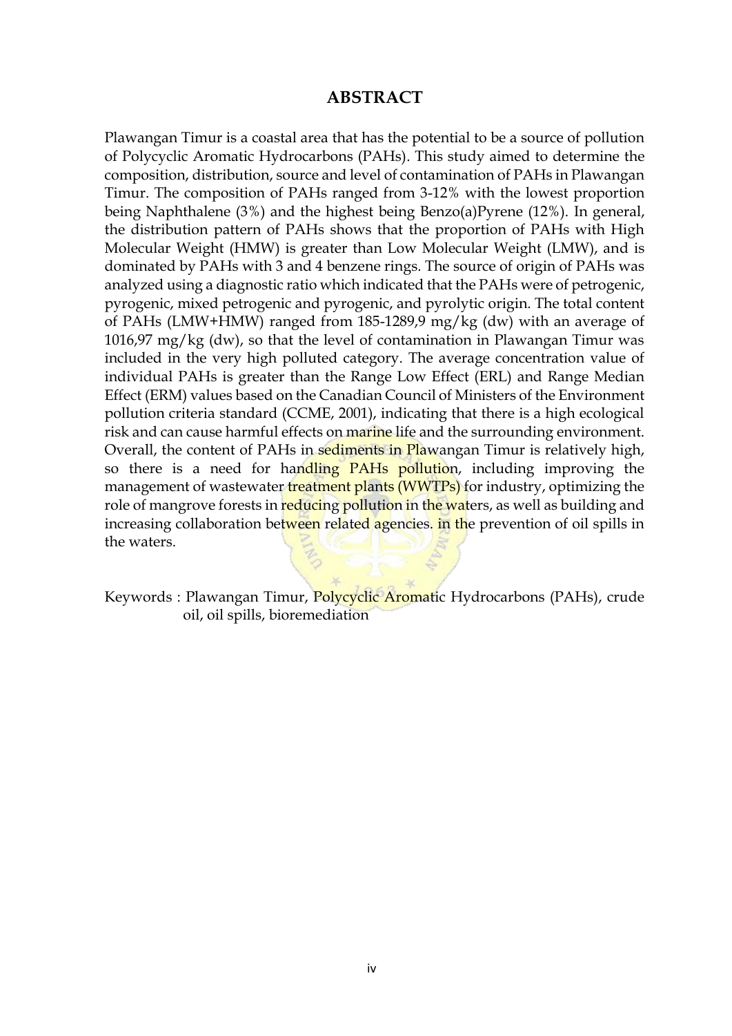# ABSTRACT

Plawangan Timur is a coastal area that has the potential to be a source of pollution of Polycyclic Aromatic Hydrocarbons (PAHs). This study aimed to determine the composition, distribution, source and level of contamination of PAHs in Plawangan Timur. The composition of PAHs ranged from 3-12% with the lowest proportion being Naphthalene (3%) and the highest being Benzo(a)Pyrene (12%). In general, the distribution pattern of PAHs shows that the proportion of PAHs with High Molecular Weight (HMW) is greater than Low Molecular Weight (LMW), and is dominated by PAHs with 3 and 4 benzene rings. The source of origin of PAHs was analyzed using a diagnostic ratio which indicated that the PAHs were of petrogenic, pyrogenic, mixed petrogenic and pyrogenic, and pyrolytic origin. The total content of PAHs (LMW+HMW) ranged from 185-1289,9 mg/kg (dw) with an average of 1016,97 mg/kg (dw), so that the level of contamination in Plawangan Timur was included in the very high polluted category. The average concentration value of individual PAHs is greater than the Range Low Effect (ERL) and Range Median Effect (ERM) values based on the Canadian Council of Ministers of the Environment pollution criteria standard (CCME, 2001), indicating that there is a high ecological risk and can cause harmful effects on marine life and the surrounding environment. Overall, the content of PAHs in sediments in Plawangan Timur is relatively high, so there is a need for handling PAHs pollution, including improving the management of wastewater treatment plants (WWTPs) for industry, optimizing the role of mangrove forests in reducing pollution in the waters, as well as building and increasing collaboration between related agencies. in the prevention of oil spills in the waters.

Keywords : Plawangan Timur, Polycyclic Aromatic Hydrocarbons (PAHs), crude oil, oil spills, bioremediation